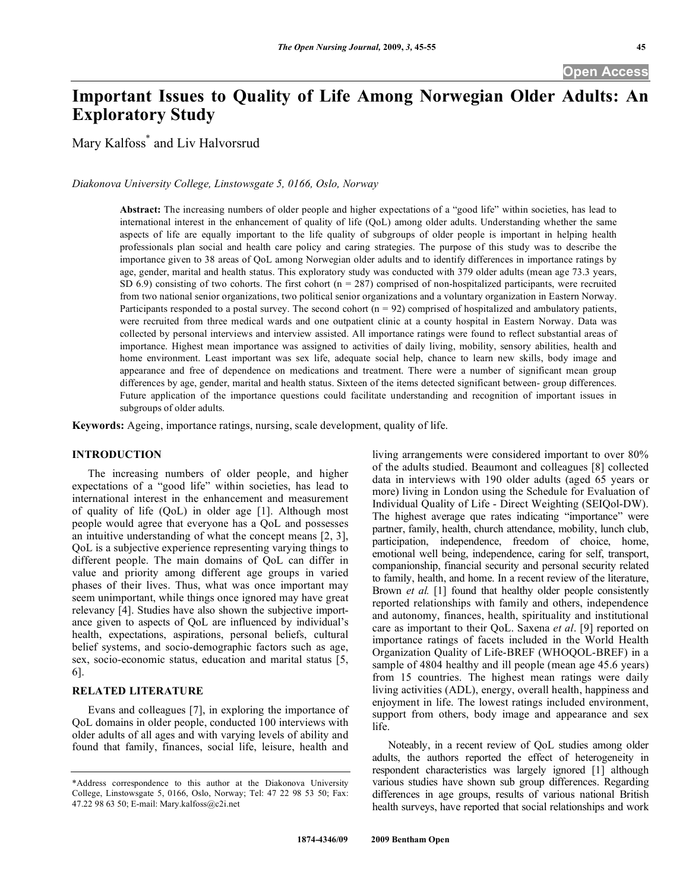# Important Issues to Quality of Life Among Norwegian Older Adults: An Exploratory Study

Mary Kalfoss[*] and Liv Halvorsrud

*Diakonova University College, Linstowsgate 5, 0166, Oslo, Norway*

**Abstract:** The increasing numbers of older people and higher expectations of a "good life" within societies, has lead to international interest in the enhancement of quality of life (QoL) among older adults. Understanding whether the same aspects of life are equally important to the life quality of subgroups of older people is important in helping health professionals plan social and health care policy and caring strategies. The purpose of this study was to describe the importance given to 38 areas of QoL among Norwegian older adults and to identify differences in importance ratings by age, gender, marital and health status. This exploratory study was conducted with 379 older adults (mean age 73.3 years, SD 6.9) consisting of two cohorts. The first cohort (n = 287) comprised of non-hospitalized participants, were recruited from two national senior organizations, two political senior organizations and a voluntary organization in Eastern Norway. Participants responded to a postal survey. The second cohort (n = 92) comprised of hospitalized and ambulatory patients, were recruited from three medical wards and one outpatient clinic at a county hospital in Eastern Norway. Data was collected by personal interviews and interview assisted. All importance ratings were found to reflect substantial areas of importance. Highest mean importance was assigned to activities of daily living, mobility, sensory abilities, health and home environment. Least important was sex life, adequate social help, chance to learn new skills, body image and appearance and free of dependence on medications and treatment. There were a number of significant mean group differences by age, gender, marital and health status. Sixteen of the items detected significant between- group differences. Future application of the importance questions could facilitate understanding and recognition of important issues in subgroups of older adults.

**Keywords:** Ageing, importance ratings, nursing, scale development, quality of life.

## INTRODUCTION

The increasing numbers of older people, and higher expectations of a "good life" within societies, has lead to international interest in the enhancement and measurement of quality of life (QoL) in older age [1]. Although most people would agree that everyone has a QoL and possesses an intuitive understanding of what the concept means [2, 3], QoL is a subjective experience representing varying things to different people. The main domains of QoL can differ in value and priority among different age groups in varied phases of their lives. Thus, what was once important may seem unimportant, while things once ignored may have great relevancy [4]. Studies have also shown the subjective importance given to aspects of QoL are influenced by individual's health, expectations, aspirations, personal beliefs, cultural belief systems, and socio-demographic factors such as age, sex, socio-economic status, education and marital status [5, 6].

## RELATED LITERATURE

Evans and colleagues [7], in exploring the importance of QoL domains in older people, conducted 100 interviews with older adults of all ages and with varying levels of ability and found that family, finances, social life, leisure, health and living arrangements were considered important to over 80% of the adults studied. Beaumont and colleagues [8] collected data in interviews with 190 older adults (aged 65 years or more) living in London using the Schedule for Evaluation of Individual Quality of Life - Direct Weighting (SEIQol-DW). The highest average que rates indicating "importance" were partner, family, health, church attendance, mobility, lunch club, participation, independence, freedom of choice, home, emotional well being, independence, caring for self, transport, companionship, financial security and personal security related to family, health, and home. In a recent review of the literature, Brown *et al.* [1] found that healthy older people consistently reported relationships with family and others, independence and autonomy, finances, health, spirituality and institutional care as important to their QoL. Saxena *et al*. [9] reported on importance ratings of facets included in the World Health Organization Quality of Life-BREF (WHOQOL-BREF) in a sample of 4804 healthy and ill people (mean age 45.6 years) from 15 countries. The highest mean ratings were daily living activities (ADL), energy, overall health, happiness and enjoyment in life. The lowest ratings included environment, support from others, body image and appearance and sex life.

Noteably, in a recent review of QoL studies among older adults, the authors reported the effect of heterogeneity in respondent characteristics was largely ignored [1] although various studies have shown sub group differences. Regarding differences in age groups, results of various national British health surveys, have reported that social relationships and work

*Address correspondence to this author at the Diakonova University College, Linstowsgate 5, 0166, Oslo, Norway; Tel: 47 22 98 53 50; Fax: 47.22 98 63 50; E-mail: Mary.kalfoss@c2i.net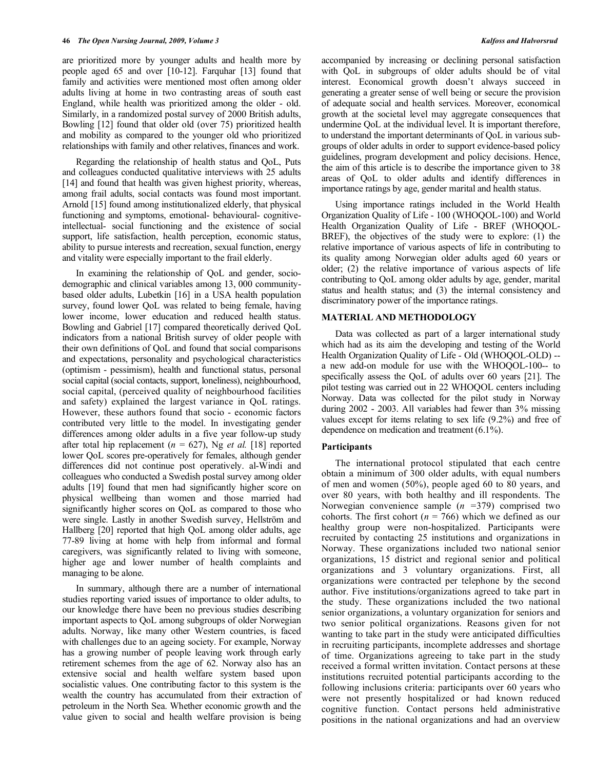are prioritized more by younger adults and health more by people aged 65 and over [10-12]. Farquhar [13] found that family and activities were mentioned most often among older adults living at home in two contrasting areas of south east England, while health was prioritized among the older - old. Similarly, in a randomized postal survey of 2000 British adults, Bowling [12] found that older old (over 75) prioritized health and mobility as compared to the younger old who prioritized relationships with family and other relatives, finances and work.

Regarding the relationship of health status and QoL, Puts and colleagues conducted qualitative interviews with 25 adults [14] and found that health was given highest priority, whereas, among frail adults, social contacts was found most important. Arnold [15] found among institutionalized elderly, that physical functioning and symptoms, emotional- behavioural- cognitive- intellectual- social functioning and the existence of social support, life satisfaction, health perception, economic status, ability to pursue interests and recreation, sexual function, energy and vitality were especially important to the frail elderly.

In examining the relationship of QoL and gender, socio-demographic and clinical variables among 13, 000 community-based older adults, Lubetkin [16] in a USA health population survey, found lower QoL was related to being female, having lower income, lower education and reduced health status. Bowling and Gabriel [17] compared theoretically derived QoL indicators from a national British survey of older people with their own definitions of QoL and found that social comparisons and expectations, personality and psychological characteristics (optimism - pessimism), health and functional status, personal social capital (social contacts, support, loneliness), neighbourhood, social capital, (perceived quality of neighbourhood facilities and safety) explained the largest variance in QoL ratings. However, these authors found that socio - economic factors contributed very little to the model. In investigating gender differences among older adults in a five year follow-up study after total hip replacement ($n$ = 627), Ng *et al.* [18] reported lower QoL scores pre-operatively for females, although gender differences did not continue post operatively. al-Windi and colleagues who conducted a Swedish postal survey among older adults [19] found that men had significantly higher score on physical wellbeing than women and those married had significantly higher scores on QoL as compared to those who were single. Lastly in another Swedish survey, Hellström and Hallberg [20] reported that high QoL among older adults, age 77-89 living at home with help from informal and formal caregivers, was significantly related to living with someone, higher age and lower number of health complaints and managing to be alone.

In summary, although there are a number of international studies reporting varied issues of importance to older adults, to our knowledge there have been no previous studies describing important aspects to QoL among subgroups of older Norwegian adults. Norway, like many other Western countries, is faced with challenges due to an ageing society. For example, Norway has a growing number of people leaving work through early retirement schemes from the age of 62. Norway also has an extensive social and health welfare system based upon socialistic values. One contributing factor to this system is the wealth the country has accumulated from their extraction of petroleum in the North Sea. Whether economic growth and the value given to social and health welfare provision is being accompanied by increasing or declining personal satisfaction with QoL in subgroups of older adults should be of vital interest. Economical growth doesn't always succeed in generating a greater sense of well being or secure the provision of adequate social and health services. Moreover, economical growth at the societal level may aggregate consequences that undermine QoL at the individual level. It is important therefore, to understand the important determinants of QoL in various subgroups of older adults in order to support evidence-based policy guidelines, program development and policy decisions. Hence, the aim of this article is to describe the importance given to 38 areas of QoL to older adults and identify differences in importance ratings by age, gender marital and health status.

Using importance ratings included in the World Health Organization Quality of Life - 100 (WHOQOL-100) and World Health Organization Quality of Life - BREF (WHOQOL-BREF), the objectives of the study were to explore: (1) the relative importance of various aspects of life in contributing to its quality among Norwegian older adults aged 60 years or older; (2) the relative importance of various aspects of life contributing to QoL among older adults by age, gender, marital status and health status; and (3) the internal consistency and discriminatory power of the importance ratings.

## MATERIAL AND METHODOLOGY

Data was collected as part of a larger international study which had as its aim the developing and testing of the World Health Organization Quality of Life - Old (WHOQOL-OLD) -- a new add-on module for use with the WHOQOL-100-- to specifically assess the QoL of adults over 60 years [21]. The pilot testing was carried out in 22 WHOQOL centers including Norway. Data was collected for the pilot study in Norway during 2002 - 2003. All variables had fewer than 3% missing values except for items relating to sex life (9.2%) and free of dependence on medication and treatment (6.1%).

### Participants

The international protocol stipulated that each centre obtain a minimum of 300 older adults, with equal numbers of men and women (50%), people aged 60 to 80 years, and over 80 years, with both healthy and ill respondents. The Norwegian convenience sample ($n$ =379) comprised two cohorts. The first cohort ($n$ = 766) which we defined as our healthy group were non-hospitalized. Participants were recruited by contacting 25 institutions and organizations in Norway. These organizations included two national senior organizations, 15 district and regional senior and political organizations and 3 voluntary organizations. First, all organizations were contracted per telephone by the second author. Five institutions/organizations agreed to take part in the study. These organizations included the two national senior organizations, a voluntary organization for seniors and two senior political organizations. Reasons given for not wanting to take part in the study were anticipated difficulties in recruiting participants, incomplete addresses and shortage of time. Organizations agreeing to take part in the study received a formal written invitation. Contact persons at these institutions recruited potential participants according to the following inclusions criteria: participants over 60 years who were not presently hospitalized or had known reduced cognitive function. Contact persons held administrative positions in the national organizations and had an overview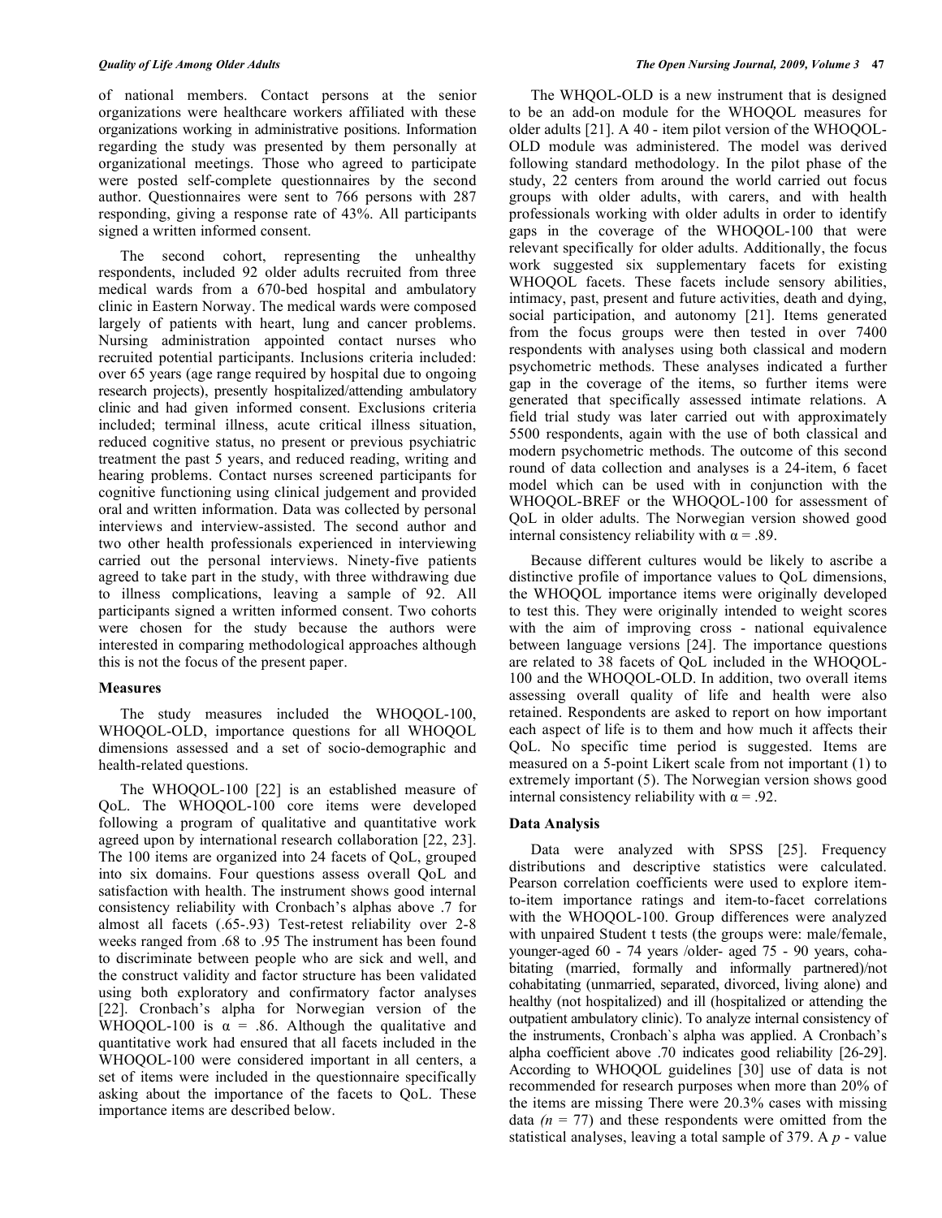of national members. Contact persons at the senior organizations were healthcare workers affiliated with these organizations working in administrative positions. Information regarding the study was presented by them personally at organizational meetings. Those who agreed to participate were posted self-complete questionnaires by the second author. Questionnaires were sent to 766 persons with 287 responding, giving a response rate of 43%. All participants signed a written informed consent.

The second cohort, representing the unhealthy respondents, included 92 older adults recruited from three medical wards from a 670-bed hospital and ambulatory clinic in Eastern Norway. The medical wards were composed largely of patients with heart, lung and cancer problems. Nursing administration appointed contact nurses who recruited potential participants. Inclusions criteria included: over 65 years (age range required by hospital due to ongoing research projects), presently hospitalized/attending ambulatory clinic and had given informed consent. Exclusions criteria included; terminal illness, acute critical illness situation, reduced cognitive status, no present or previous psychiatric treatment the past 5 years, and reduced reading, writing and hearing problems. Contact nurses screened participants for cognitive functioning using clinical judgement and provided oral and written information. Data was collected by personal interviews and interview-assisted. The second author and two other health professionals experienced in interviewing carried out the personal interviews. Ninety-five patients agreed to take part in the study, with three withdrawing due to illness complications, leaving a sample of 92. All participants signed a written informed consent. Two cohorts were chosen for the study because the authors were interested in comparing methodological approaches although this is not the focus of the present paper.

### Measures

The study measures included the WHOQOL-100, WHOQOL-OLD, importance questions for all WHOQOL dimensions assessed and a set of socio-demographic and health-related questions.

The WHOQOL-100 [22] is an established measure of QoL. The WHOQOL-100 core items were developed following a program of qualitative and quantitative work agreed upon by international research collaboration [22, 23]. The 100 items are organized into 24 facets of QoL, grouped into six domains. Four questions assess overall QoL and satisfaction with health. The instrument shows good internal consistency reliability with Cronbach's alphas above .7 for almost all facets (.65-.93) Test-retest reliability over 2-8 weeks ranged from .68 to .95 The instrument has been found to discriminate between people who are sick and well, and the construct validity and factor structure has been validated using both exploratory and confirmatory factor analyses [22]. Cronbach's alpha for Norwegian version of the WHOQOL-100 is α = .86. Although the qualitative and quantitative work had ensured that all facets included in the WHOQOL-100 were considered important in all centers, a set of items were included in the questionnaire specifically asking about the importance of the facets to QoL. These importance items are described below.

The WHQOL-OLD is a new instrument that is designed to be an add-on module for the WHOQOL measures for older adults [21]. A 40 - item pilot version of the WHOQOL-OLD module was administered. The model was derived following standard methodology. In the pilot phase of the study, 22 centers from around the world carried out focus groups with older adults, with carers, and with health professionals working with older adults in order to identify gaps in the coverage of the WHOQOL-100 that were relevant specifically for older adults. Additionally, the focus work suggested six supplementary facets for existing WHOQOL facets. These facets include sensory abilities, intimacy, past, present and future activities, death and dying, social participation, and autonomy [21]. Items generated from the focus groups were then tested in over 7400 respondents with analyses using both classical and modern psychometric methods. These analyses indicated a further gap in the coverage of the items, so further items were generated that specifically assessed intimate relations. A field trial study was later carried out with approximately 5500 respondents, again with the use of both classical and modern psychometric methods. The outcome of this second round of data collection and analyses is a 24-item, 6 facet model which can be used with in conjunction with the WHOQOL-BREF or the WHOQOL-100 for assessment of QoL in older adults. The Norwegian version showed good internal consistency reliability with α = .89.

Because different cultures would be likely to ascribe a distinctive profile of importance values to QoL dimensions, the WHOQOL importance items were originally developed to test this. They were originally intended to weight scores with the aim of improving cross - national equivalence between language versions [24]. The importance questions are related to 38 facets of QoL included in the WHOQOL-100 and the WHOQOL-OLD. In addition, two overall items assessing overall quality of life and health were also retained. Respondents are asked to report on how important each aspect of life is to them and how much it affects their QoL. No specific time period is suggested. Items are measured on a 5-point Likert scale from not important (1) to extremely important (5). The Norwegian version shows good internal consistency reliability with α = .92.

### Data Analysis

Data were analyzed with SPSS [25]. Frequency distributions and descriptive statistics were calculated. Pearson correlation coefficients were used to explore item-to-item importance ratings and item-to-facet correlations with the WHOQOL-100. Group differences were analyzed with unpaired Student t tests (the groups were: male/female, younger-aged 60 - 74 years /older- aged 75 - 90 years, cohabitating (married, formally and informally partnered)/not cohabitating (unmarried, separated, divorced, living alone) and healthy (not hospitalized) and ill (hospitalized or attending the outpatient ambulatory clinic). To analyze internal consistency of the instruments, Cronbach`s alpha was applied. A Cronbach's alpha coefficient above .70 indicates good reliability [26-29]. According to WHOQOL guidelines [30] use of data is not recommended for research purposes when more than 20% of the items are missing There were 20.3% cases with missing data (*n* = 77) and these respondents were omitted from the statistical analyses, leaving a total sample of 379. A *p* - value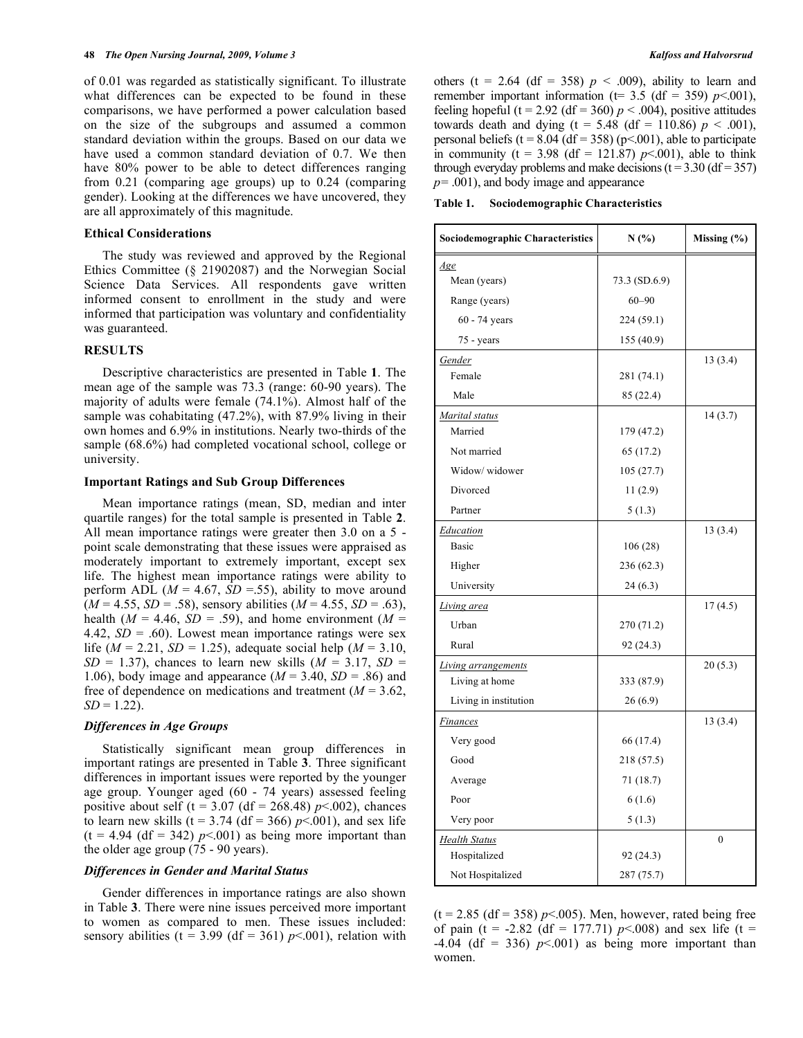of 0.01 was regarded as statistically significant. To illustrate what differences can be expected to be found in these comparisons, we have performed a power calculation based on the size of the subgroups and assumed a common standard deviation within the groups. Based on our data we have used a common standard deviation of 0.7. We then have 80% power to be able to detect differences ranging from 0.21 (comparing age groups) up to 0.24 (comparing gender). Looking at the differences we have uncovered, they are all approximately of this magnitude.

### Ethical Considerations

The study was reviewed and approved by the Regional Ethics Committee (§ 21902087) and the Norwegian Social Science Data Services. All respondents gave written informed consent to enrollment in the study and were informed that participation was voluntary and confidentiality was guaranteed.

## RESULTS

Descriptive characteristics are presented in Table **1**. The mean age of the sample was 73.3 (range: 60-90 years). The majority of adults were female (74.1%). Almost half of the sample was cohabitating (47.2%), with 87.9% living in their own homes and 6.9% in institutions. Nearly two-thirds of the sample (68.6%) had completed vocational school, college or university.

### Important Ratings and Sub Group Differences

Mean importance ratings (mean, SD, median and inter quartile ranges) for the total sample is presented in Table **2**. All mean importance ratings were greater then 3.0 on a 5 - point scale demonstrating that these issues were appraised as moderately important to extremely important, except sex life. The highest mean importance ratings were ability to perform ADL ($M$ = 4.67, $SD$ =.55), ability to move around ($M$ = 4.55, $SD$ = .58), sensory abilities ($M$ = 4.55, $SD$ = .63), health ($M$ = 4.46, $SD$ = .59), and home environment ($M$ = 4.42, $SD$ = .60). Lowest mean importance ratings were sex life ($M$ = 2.21, $SD$ = 1.25), adequate social help ($M$ = 3.10, $SD$ = 1.37), chances to learn new skills ($M$ = 3.17, $SD$ = 1.06), body image and appearance ($M$ = 3.40, $SD$ = .86) and free of dependence on medications and treatment ($M$ = 3.62, $SD$ = 1.22).

### *Differences in Age Groups*

Statistically significant mean group differences in important ratings are presented in Table **3**. Three significant differences in important issues were reported by the younger age group. Younger aged (60 - 74 years) assessed feeling positive about self (t = 3.07 (df = 268.48) $p$<.002), chances to learn new skills (t = 3.74 (df = 366) $p$<.001), and sex life (t = 4.94 (df = 342) $p$<.001) as being more important than the older age group (75 - 90 years).

### *Differences in Gender and Marital Status*

Gender differences in importance ratings are also shown in Table **3**. There were nine issues perceived more important to women as compared to men. These issues included: sensory abilities (t = 3.99 (df = 361) $p$<.001), relation with others (t = 2.64 (df = 358) $p$ < .009), ability to learn and remember important information (t= 3.5 (df = 359) $p$<.001), feeling hopeful (t = 2.92 (df = 360) $p$ < .004), positive attitudes towards death and dying (t = 5.48 (df = 110.86) $p$ < .001), personal beliefs (t = 8.04 (df = 358) (p<.001), able to participate in community (t = 3.98 (df = 121.87) $p$<.001), able to think through everyday problems and make decisions (t = 3.30 (df = 357) $p$= .001), and body image and appearance (t = 2.85 (df = 358) $p$<.005). Men, however, rated being free of pain (t = -2.82 (df = 177.71) $p$<.008) and sex life (t = -4.04 (df = 336) $p$<.001) as being more important than women.

**Table 1. Sociodemographic Characteristics**

| Sociodemographic Characteristics | N (%) | Missing (%) |
|---|---|---|
| *Age* | | |
| Mean (years) | 73.3 (SD.6.9) | |
| Range (years) | 60–90 | |
| 60 - 74 years | 224 (59.1) | |
| 75 - years | 155 (40.9) | |
| *Gender* | | 13 (3.4) |
| Female | 281 (74.1) | |
| Male | 85 (22.4) | |
| *Marital status* | | 14 (3.7) |
| Married | 179 (47.2) | |
| Not married | 65 (17.2) | |
| Widow/ widower | 105 (27.7) | |
| Divorced | 11 (2.9) | |
| Partner | 5 (1.3) | |
| *Education* | | 13 (3.4) |
| Basic | 106 (28) | |
| Higher | 236 (62.3) | |
| University | 24 (6.3) | |
| *Living area* | | 17 (4.5) |
| Urban | 270 (71.2) | |
| Rural | 92 (24.3) | |
| *Living arrangements* | | 20 (5.3) |
| Living at home | 333 (87.9) | |
| Living in institution | 26 (6.9) | |
| *Finances* | | 13 (3.4) |
| Very good | 66 (17.4) | |
| Good | 218 (57.5) | |
| Average | 71 (18.7) | |
| Poor | 6 (1.6) | |
| Very poor | 5 (1.3) | |
| *Health Status* | | 0 |
| Hospitalized | 92 (24.3) | |
| Not Hospitalized | 287 (75.7) | |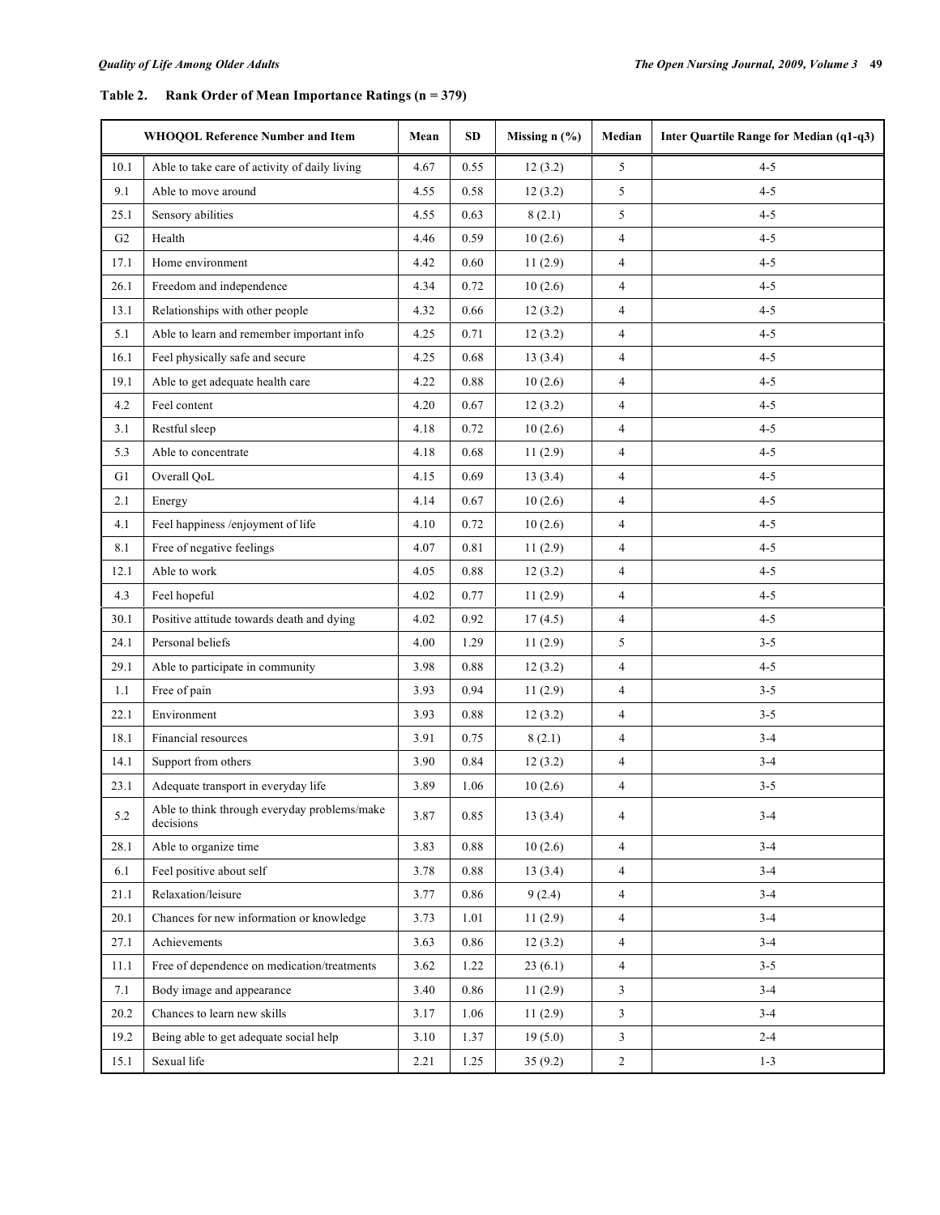**Table 2. Rank Order of Mean Importance Ratings (n = 379)**

| WHOQOL Reference Number and Item | | Mean | SD | Missing n (%) | Median | Inter Quartile Range for Median (q1-q3) |
|---|---|---|---|---|---|---|
| 10.1 | Able to take care of activity of daily living | 4.67 | 0.55 | 12 (3.2) | 5 | 4-5 |
| 9.1 | Able to move around | 4.55 | 0.58 | 12 (3.2) | 5 | 4-5 |
| 25.1 | Sensory abilities | 4.55 | 0.63 | 8 (2.1) | 5 | 4-5 |
| G2 | Health | 4.46 | 0.59 | 10 (2.6) | 4 | 4-5 |
| 17.1 | Home environment | 4.42 | 0.60 | 11 (2.9) | 4 | 4-5 |
| 26.1 | Freedom and independence | 4.34 | 0.72 | 10 (2.6) | 4 | 4-5 |
| 13.1 | Relationships with other people | 4.32 | 0.66 | 12 (3.2) | 4 | 4-5 |
| 5.1 | Able to learn and remember important info | 4.25 | 0.71 | 12 (3.2) | 4 | 4-5 |
| 16.1 | Feel physically safe and secure | 4.25 | 0.68 | 13 (3.4) | 4 | 4-5 |
| 19.1 | Able to get adequate health care | 4.22 | 0.88 | 10 (2.6) | 4 | 4-5 |
| 4.2 | Feel content | 4.20 | 0.67 | 12 (3.2) | 4 | 4-5 |
| 3.1 | Restful sleep | 4.18 | 0.72 | 10 (2.6) | 4 | 4-5 |
| 5.3 | Able to concentrate | 4.18 | 0.68 | 11 (2.9) | 4 | 4-5 |
| G1 | Overall QoL | 4.15 | 0.69 | 13 (3.4) | 4 | 4-5 |
| 2.1 | Energy | 4.14 | 0.67 | 10 (2.6) | 4 | 4-5 |
| 4.1 | Feel happiness /enjoyment of life | 4.10 | 0.72 | 10 (2.6) | 4 | 4-5 |
| 8.1 | Free of negative feelings | 4.07 | 0.81 | 11 (2.9) | 4 | 4-5 |
| 12.1 | Able to work | 4.05 | 0.88 | 12 (3.2) | 4 | 4-5 |
| 4.3 | Feel hopeful | 4.02 | 0.77 | 11 (2.9) | 4 | 4-5 |
| 30.1 | Positive attitude towards death and dying | 4.02 | 0.92 | 17 (4.5) | 4 | 4-5 |
| 24.1 | Personal beliefs | 4.00 | 1.29 | 11 (2.9) | 5 | 3-5 |
| 29.1 | Able to participate in community | 3.98 | 0.88 | 12 (3.2) | 4 | 4-5 |
| 1.1 | Free of pain | 3.93 | 0.94 | 11 (2.9) | 4 | 3-5 |
| 22.1 | Environment | 3.93 | 0.88 | 12 (3.2) | 4 | 3-5 |
| 18.1 | Financial resources | 3.91 | 0.75 | 8 (2.1) | 4 | 3-4 |
| 14.1 | Support from others | 3.90 | 0.84 | 12 (3.2) | 4 | 3-4 |
| 23.1 | Adequate transport in everyday life | 3.89 | 1.06 | 10 (2.6) | 4 | 3-5 |
| 5.2 | Able to think through everyday problems/make decisions | 3.87 | 0.85 | 13 (3.4) | 4 | 3-4 |
| 28.1 | Able to organize time | 3.83 | 0.88 | 10 (2.6) | 4 | 3-4 |
| 6.1 | Feel positive about self | 3.78 | 0.88 | 13 (3.4) | 4 | 3-4 |
| 21.1 | Relaxation/leisure | 3.77 | 0.86 | 9 (2.4) | 4 | 3-4 |
| 20.1 | Chances for new information or knowledge | 3.73 | 1.01 | 11 (2.9) | 4 | 3-4 |
| 27.1 | Achievements | 3.63 | 0.86 | 12 (3.2) | 4 | 3-4 |
| 11.1 | Free of dependence on medication/treatments | 3.62 | 1.22 | 23 (6.1) | 4 | 3-5 |
| 7.1 | Body image and appearance | 3.40 | 0.86 | 11 (2.9) | 3 | 3-4 |
| 20.2 | Chances to learn new skills | 3.17 | 1.06 | 11 (2.9) | 3 | 3-4 |
| 19.2 | Being able to get adequate social help | 3.10 | 1.37 | 19 (5.0) | 3 | 2-4 |
| 15.1 | Sexual life | 2.21 | 1.25 | 35 (9.2) | 2 | 1-3 |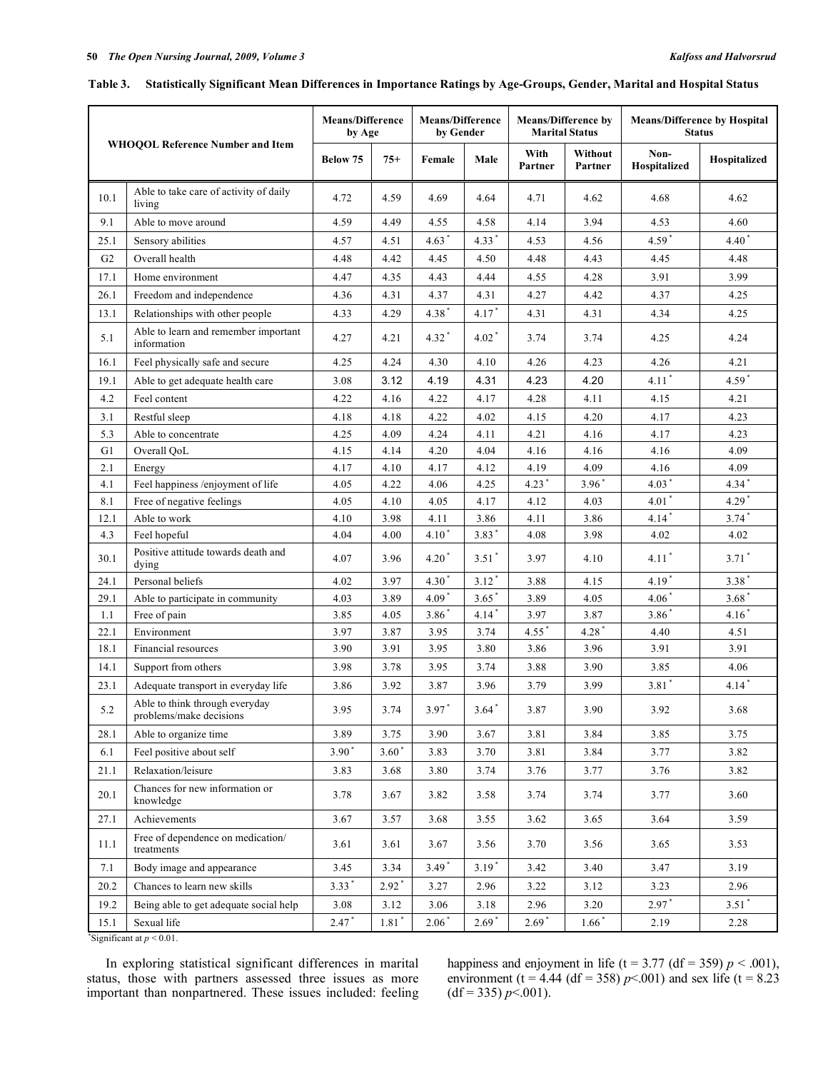**Table 3. Statistically Significant Mean Differences in Importance Ratings by Age-Groups, Gender, Marital and Hospital Status**

| WHOQOL Reference Number and Item | | Means/Difference by Age | | Means/Difference by Gender | | Means/Difference by Marital Status | | Means/Difference by Hospital Status | |
|---|---|---|---|---|---|---|---|---|---|
| | | Below 75 | 75+ | Female | Male | With Partner | Without Partner | Non-Hospitalized | Hospitalized |
| 10.1 | Able to take care of activity of daily living | 4.72 | 4.59 | 4.69 | 4.64 | 4.71 | 4.62 | 4.68 | 4.62 |
| 9.1 | Able to move around | 4.59 | 4.49 | 4.55 | 4.58 | 4.14 | 3.94 | 4.53 | 4.60 |
| 25.1 | Sensory abilities | 4.57 | 4.51 | 4.63* | 4.33* | 4.53 | 4.56 | 4.59* | 4.40* |
| G2 | Overall health | 4.48 | 4.42 | 4.45 | 4.50 | 4.48 | 4.43 | 4.45 | 4.48 |
| 17.1 | Home environment | 4.47 | 4.35 | 4.43 | 4.44 | 4.55 | 4.28 | 3.91 | 3.99 |
| 26.1 | Freedom and independence | 4.36 | 4.31 | 4.37 | 4.31 | 4.27 | 4.42 | 4.37 | 4.25 |
| 13.1 | Relationships with other people | 4.33 | 4.29 | 4.38* | 4.17* | 4.31 | 4.31 | 4.34 | 4.25 |
| 5.1 | Able to learn and remember important information | 4.27 | 4.21 | 4.32* | 4.02* | 3.74 | 3.74 | 4.25 | 4.24 |
| 16.1 | Feel physically safe and secure | 4.25 | 4.24 | 4.30 | 4.10 | 4.26 | 4.23 | 4.26 | 4.21 |
| 19.1 | Able to get adequate health care | 3.08 | 3.12 | 4.19 | 4.31 | 4.23 | 4.20 | 4.11* | 4.59* |
| 4.2 | Feel content | 4.22 | 4.16 | 4.22 | 4.17 | 4.28 | 4.11 | 4.15 | 4.21 |
| 3.1 | Restful sleep | 4.18 | 4.18 | 4.22 | 4.02 | 4.15 | 4.20 | 4.17 | 4.23 |
| 5.3 | Able to concentrate | 4.25 | 4.09 | 4.24 | 4.11 | 4.21 | 4.16 | 4.17 | 4.23 |
| G1 | Overall QoL | 4.15 | 4.14 | 4.20 | 4.04 | 4.16 | 4.16 | 4.16 | 4.09 |
| 2.1 | Energy | 4.17 | 4.10 | 4.17 | 4.12 | 4.19 | 4.09 | 4.16 | 4.09 |
| 4.1 | Feel happiness /enjoyment of life | 4.05 | 4.22 | 4.06 | 4.25 | 4.23* | 3.96* | 4.03* | 4.34* |
| 8.1 | Free of negative feelings | 4.05 | 4.10 | 4.05 | 4.17 | 4.12 | 4.03 | 4.01* | 4.29* |
| 12.1 | Able to work | 4.10 | 3.98 | 4.11 | 3.86 | 4.11 | 3.86 | 4.14* | 3.74* |
| 4.3 | Feel hopeful | 4.04 | 4.00 | 4.10* | 3.83* | 4.08 | 3.98 | 4.02 | 4.02 |
| 30.1 | Positive attitude towards death and dying | 4.07 | 3.96 | 4.20* | 3.51* | 3.97 | 4.10 | 4.11* | 3.71* |
| 24.1 | Personal beliefs | 4.02 | 3.97 | 4.30* | 3.12* | 3.88 | 4.15 | 4.19* | 3.38* |
| 29.1 | Able to participate in community | 4.03 | 3.89 | 4.09* | 3.65* | 3.89 | 4.05 | 4.06* | 3.68* |
| 1.1 | Free of pain | 3.85 | 4.05 | 3.86* | 4.14* | 3.97 | 3.87 | 3.86* | 4.16* |
| 22.1 | Environment | 3.97 | 3.87 | 3.95 | 3.74 | 4.55* | 4.28* | 4.40 | 4.51 |
| 18.1 | Financial resources | 3.90 | 3.91 | 3.95 | 3.80 | 3.86 | 3.96 | 3.91 | 3.91 |
| 14.1 | Support from others | 3.98 | 3.78 | 3.95 | 3.74 | 3.88 | 3.90 | 3.85 | 4.06 |
| 23.1 | Adequate transport in everyday life | 3.86 | 3.92 | 3.87 | 3.96 | 3.79 | 3.99 | 3.81* | 4.14* |
| 5.2 | Able to think through everyday problems/make decisions | 3.95 | 3.74 | 3.97* | 3.64* | 3.87 | 3.90 | 3.92 | 3.68 |
| 28.1 | Able to organize time | 3.89 | 3.75 | 3.90 | 3.67 | 3.81 | 3.84 | 3.85 | 3.75 |
| 6.1 | Feel positive about self | 3.90* | 3.60* | 3.83 | 3.70 | 3.81 | 3.84 | 3.77 | 3.82 |
| 21.1 | Relaxation/leisure | 3.83 | 3.68 | 3.80 | 3.74 | 3.76 | 3.77 | 3.76 | 3.82 |
| 20.1 | Chances for new information or knowledge | 3.78 | 3.67 | 3.82 | 3.58 | 3.74 | 3.74 | 3.77 | 3.60 |
| 27.1 | Achievements | 3.67 | 3.57 | 3.68 | 3.55 | 3.62 | 3.65 | 3.64 | 3.59 |
| 11.1 | Free of dependence on medication/ treatments | 3.61 | 3.61 | 3.67 | 3.56 | 3.70 | 3.56 | 3.65 | 3.53 |
| 7.1 | Body image and appearance | 3.45 | 3.34 | 3.49* | 3.19* | 3.42 | 3.40 | 3.47 | 3.19 |
| 20.2 | Chances to learn new skills | 3.33* | 2.92* | 3.27 | 2.96 | 3.22 | 3.12 | 3.23 | 2.96 |
| 19.2 | Being able to get adequate social help | 3.08 | 3.12 | 3.06 | 3.18 | 2.96 | 3.20 | 2.97* | 3.51* |
| 15.1 | Sexual life | 2.47* | 1.81* | 2.06* | 2.69* | 2.69* | 1.66* | 2.19 | 2.28 |

*Significant at $p < 0.01$.

In exploring statistical significant differences in marital status, those with partners assessed three issues as more important than nonpartnered. These issues included: feeling happiness and enjoyment in life ($t = 3.77$ ($df = 359$) $p < .001$), environment ($t = 4.44$ ($df = 358$) $p<.001$) and sex life ($t = 8.23$ ($df = 335$) $p<.001$).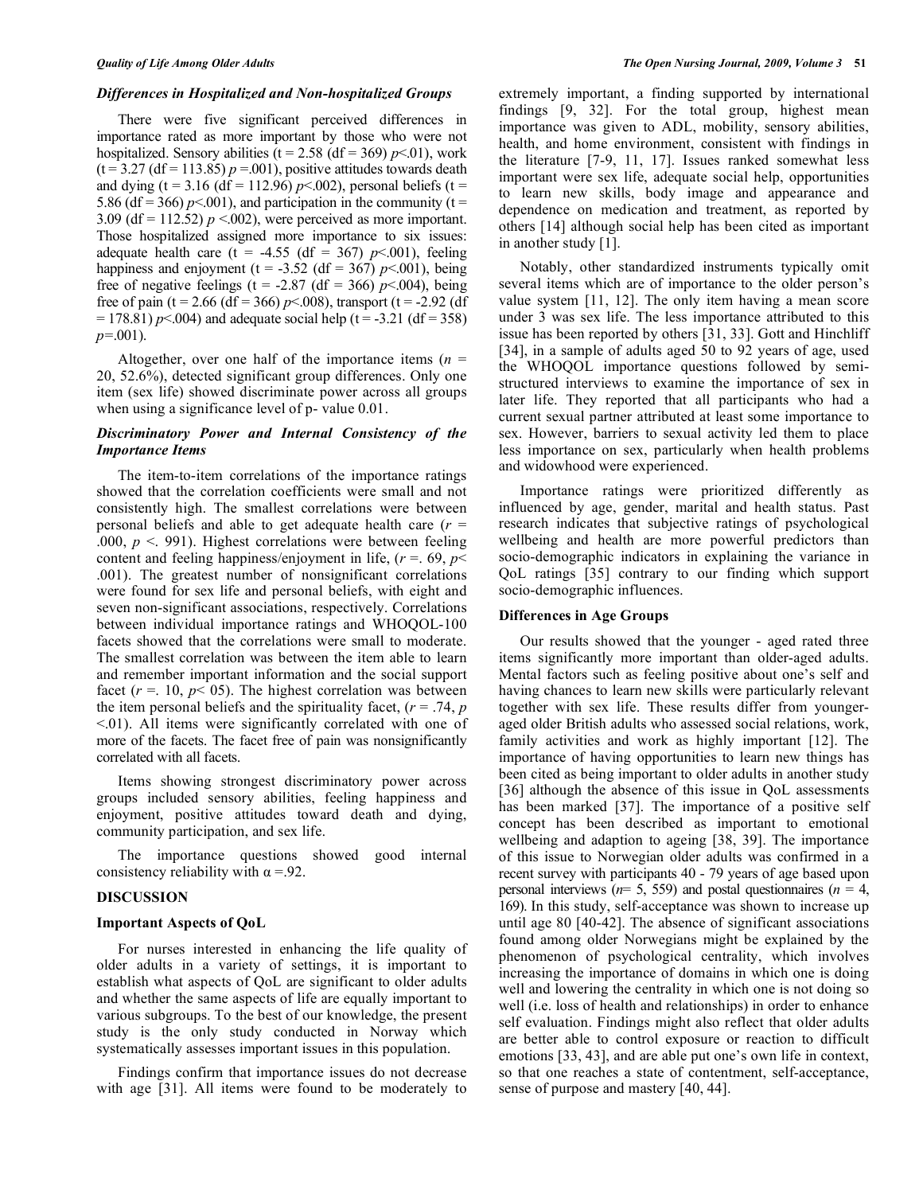### *Differences in Hospitalized and Non-hospitalized Groups*

There were five significant perceived differences in importance rated as more important by those who were not hospitalized. Sensory abilities ($t = 2.58$ ($df = 369$) $p<.01$), work ($t = 3.27$ ($df = 113.85$) $p = .001$), positive attitudes towards death and dying ($t = 3.16$ ($df = 112.96$) $p<.002$), personal beliefs ($t = 5.86$ ($df = 366$) $p<.001$), and participation in the community ($t = 3.09$ ($df = 112.52$) $p < .002$), were perceived as more important. Those hospitalized assigned more importance to six issues: adequate health care ($t = -4.55$ ($df = 367$) $p<.001$), feeling happiness and enjoyment ($t = -3.52$ ($df = 367$) $p<.001$), being free of negative feelings ($t = -2.87$ ($df = 366$) $p<.004$), being free of pain ($t = 2.66$ ($df = 366$) $p<.008$), transport ($t = -2.92$ ($df = 178.81$) $p<.004$) and adequate social help ($t = -3.21$ ($df = 358$) $p=.001$).

Altogether, over one half of the importance items ($n = 20$, 52.6%), detected significant group differences. Only one item (sex life) showed discriminate power across all groups when using a significance level of p- value 0.01.

### *Discriminatory Power and Internal Consistency of the Importance Items*

The item-to-item correlations of the importance ratings showed that the correlation coefficients were small and not consistently high. The smallest correlations were between personal beliefs and able to get adequate health care ($r = .000$, $p < .991$). Highest correlations were between feeling content and feeling happiness/enjoyment in life, ($r = .69$, $p < .001$). The greatest number of nonsignificant correlations were found for sex life and personal beliefs, with eight and seven non-significant associations, respectively. Correlations between individual importance ratings and WHOQOL-100 facets showed that the correlations were small to moderate. The smallest correlation was between the item able to learn and remember important information and the social support facet ($r = .10$, $p < 05$). The highest correlation was between the item personal beliefs and the spirituality facet, ($r = .74$, $p < .01$). All items were significantly correlated with one of more of the facets. The facet free of pain was nonsignificantly correlated with all facets.

Items showing strongest discriminatory power across groups included sensory abilities, feeling happiness and enjoyment, positive attitudes toward death and dying, community participation, and sex life.

The importance questions showed good internal consistency reliability with $\alpha = .92$.

## DISCUSSION

### Important Aspects of QoL

For nurses interested in enhancing the life quality of older adults in a variety of settings, it is important to establish what aspects of QoL are significant to older adults and whether the same aspects of life are equally important to various subgroups. To the best of our knowledge, the present study is the only study conducted in Norway which systematically assesses important issues in this population.

Findings confirm that importance issues do not decrease with age [31]. All items were found to be moderately to extremely important, a finding supported by international findings [9, 32]. For the total group, highest mean importance was given to ADL, mobility, sensory abilities, health, and home environment, consistent with findings in the literature [7-9, 11, 17]. Issues ranked somewhat less important were sex life, adequate social help, opportunities to learn new skills, body image and appearance and dependence on medication and treatment, as reported by others [14] although social help has been cited as important in another study [1].

Notably, other standardized instruments typically omit several items which are of importance to the older person's value system [11, 12]. The only item having a mean score under 3 was sex life. The less importance attributed to this issue has been reported by others [31, 33]. Gott and Hinchliff [34], in a sample of adults aged 50 to 92 years of age, used the WHOQOL importance questions followed by semi-structured interviews to examine the importance of sex in later life. They reported that all participants who had a current sexual partner attributed at least some importance to sex. However, barriers to sexual activity led them to place less importance on sex, particularly when health problems and widowhood were experienced.

Importance ratings were prioritized differently as influenced by age, gender, marital and health status. Past research indicates that subjective ratings of psychological wellbeing and health are more powerful predictors than socio-demographic indicators in explaining the variance in QoL ratings [35] contrary to our finding which support socio-demographic influences.

### Differences in Age Groups

Our results showed that the younger - aged rated three items significantly more important than older-aged adults. Mental factors such as feeling positive about one's self and having chances to learn new skills were particularly relevant together with sex life. These results differ from younger-aged older British adults who assessed social relations, work, family activities and work as highly important [12]. The importance of having opportunities to learn new things has been cited as being important to older adults in another study [36] although the absence of this issue in QoL assessments has been marked [37]. The importance of a positive self concept has been described as important to emotional wellbeing and adaption to ageing [38, 39]. The importance of this issue to Norwegian older adults was confirmed in a recent survey with participants 40 - 79 years of age based upon personal interviews ($n$= 5, 559) and postal questionnaires ($n$ = 4, 169). In this study, self-acceptance was shown to increase up until age 80 [40-42]. The absence of significant associations found among older Norwegians might be explained by the phenomenon of psychological centrality, which involves increasing the importance of domains in which one is doing well and lowering the centrality in which one is not doing so well (i.e. loss of health and relationships) in order to enhance self evaluation. Findings might also reflect that older adults are better able to control exposure or reaction to difficult emotions [33, 43], and are able put one's own life in context, so that one reaches a state of contentment, self-acceptance, sense of purpose and mastery [40, 44].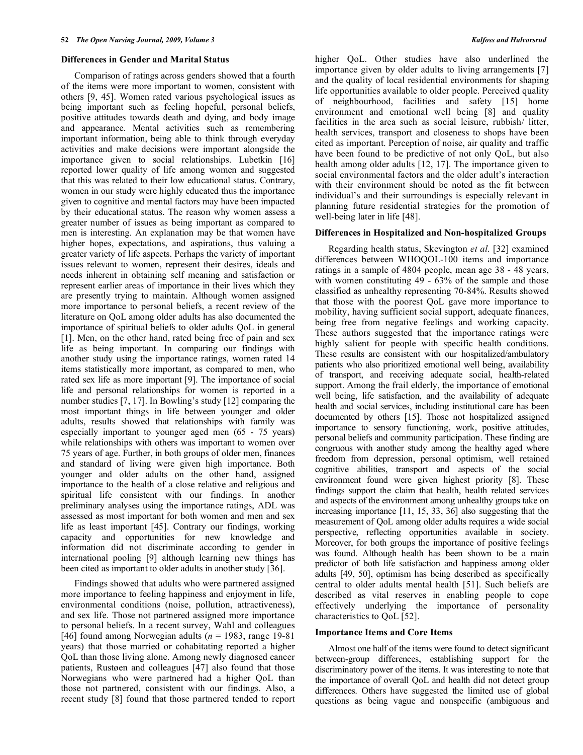### Differences in Gender and Marital Status

Comparison of ratings across genders showed that a fourth of the items were more important to women, consistent with others [9, 45]. Women rated various psychological issues as being important such as feeling hopeful, personal beliefs, positive attitudes towards death and dying, and body image and appearance. Mental activities such as remembering important information, being able to think through everyday activities and make decisions were important alongside the importance given to social relationships. Lubetkin [16] reported lower quality of life among women and suggested that this was related to their low educational status. Contrary, women in our study were highly educated thus the importance given to cognitive and mental factors may have been impacted by their educational status. The reason why women assess a greater number of issues as being important as compared to men is interesting. An explanation may be that women have higher hopes, expectations, and aspirations, thus valuing a greater variety of life aspects. Perhaps the variety of important issues relevant to women, represent their desires, ideals and needs inherent in obtaining self meaning and satisfaction or represent earlier areas of importance in their lives which they are presently trying to maintain. Although women assigned more importance to personal beliefs, a recent review of the literature on QoL among older adults has also documented the importance of spiritual beliefs to older adults QoL in general [1]. Men, on the other hand, rated being free of pain and sex life as being important. In comparing our findings with another study using the importance ratings, women rated 14 items statistically more important, as compared to men, who rated sex life as more important [9]. The importance of social life and personal relationships for women is reported in a number studies [7, 17]. In Bowling's study [12] comparing the most important things in life between younger and older adults, results showed that relationships with family was especially important to younger aged men (65 - 75 years) while relationships with others was important to women over 75 years of age. Further, in both groups of older men, finances and standard of living were given high importance. Both younger and older adults on the other hand, assigned importance to the health of a close relative and religious and spiritual life consistent with our findings. In another preliminary analyses using the importance ratings, ADL was assessed as most important for both women and men and sex life as least important [45]. Contrary our findings, working capacity and opportunities for new knowledge and information did not discriminate according to gender in international pooling [9] although learning new things has been cited as important to older adults in another study [36].

Findings showed that adults who were partnered assigned more importance to feeling happiness and enjoyment in life, environmental conditions (noise, pollution, attractiveness), and sex life. Those not partnered assigned more importance to personal beliefs. In a recent survey, Wahl and colleagues [46] found among Norwegian adults (*n* = 1983, range 19-81 years) that those married or cohabitating reported a higher QoL than those living alone. Among newly diagnosed cancer patients, Rustøen and colleagues [47] also found that those Norwegians who were partnered had a higher QoL than those not partnered, consistent with our findings. Also, a recent study [8] found that those partnered tended to report higher QoL. Other studies have also underlined the importance given by older adults to living arrangements [7] and the quality of local residential environments for shaping life opportunities available to older people. Perceived quality of neighbourhood, facilities and safety [15] home environment and emotional well being [8] and quality facilities in the area such as social leisure, rubbish/ litter, health services, transport and closeness to shops have been cited as important. Perception of noise, air quality and traffic have been found to be predictive of not only QoL, but also health among older adults [12, 17]. The importance given to social environmental factors and the older adult's interaction with their environment should be noted as the fit between individual's and their surroundings is especially relevant in planning future residential strategies for the promotion of well-being later in life [48].

### Differences in Hospitalized and Non-hospitalized Groups

Regarding health status, Skevington *et al.* [32] examined differences between WHOQOL-100 items and importance ratings in a sample of 4804 people, mean age 38 - 48 years, with women constituting 49 - 63% of the sample and those classified as unhealthy representing 70-84%. Results showed that those with the poorest QoL gave more importance to mobility, having sufficient social support, adequate finances, being free from negative feelings and working capacity. These authors suggested that the importance ratings were highly salient for people with specific health conditions. These results are consistent with our hospitalized/ambulatory patients who also prioritized emotional well being, availability of transport, and receiving adequate social, health-related support. Among the frail elderly, the importance of emotional well being, life satisfaction, and the availability of adequate health and social services, including institutional care has been documented by others [15]. Those not hospitalized assigned importance to sensory functioning, work, positive attitudes, personal beliefs and community participation. These finding are congruous with another study among the healthy aged where freedom from depression, personal optimism, well retained cognitive abilities, transport and aspects of the social environment found were given highest priority [8]. These findings support the claim that health, health related services and aspects of the environment among unhealthy groups take on increasing importance [11, 15, 33, 36] also suggesting that the measurement of QoL among older adults requires a wide social perspective, reflecting opportunities available in society. Moreover, for both groups the importance of positive feelings was found. Although health has been shown to be a main predictor of both life satisfaction and happiness among older adults [49, 50], optimism has being described as specifically central to older adults mental health [51]. Such beliefs are described as vital reserves in enabling people to cope effectively underlying the importance of personality characteristics to QoL [52].

### Importance Items and Core Items

Almost one half of the items were found to detect significant between-group differences, establishing support for the discriminatory power of the items. It was interesting to note that the importance of overall QoL and health did not detect group differences. Others have suggested the limited use of global questions as being vague and nonspecific (ambiguous and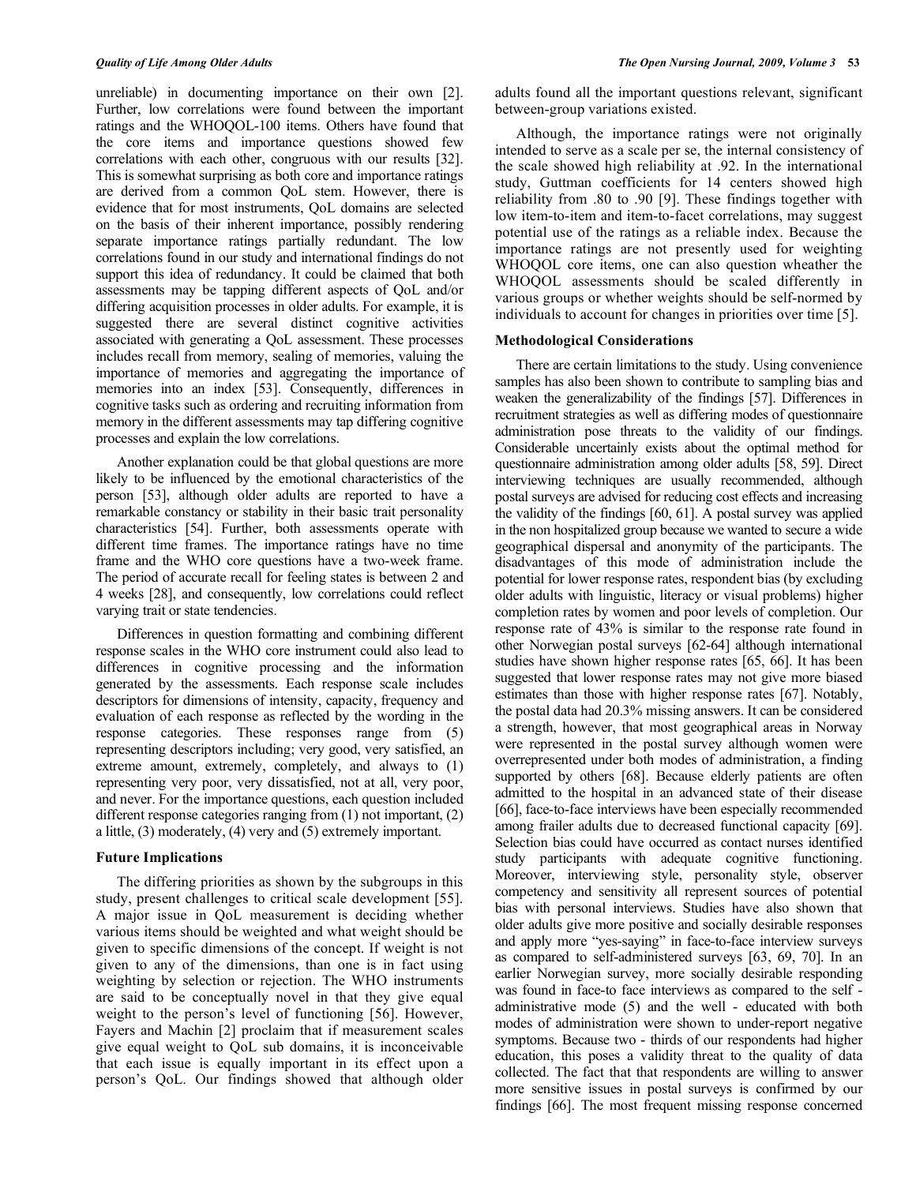unreliable) in documenting importance on their own [2]. Further, low correlations were found between the important ratings and the WHOQOL-100 items. Others have found that the core items and importance questions showed few correlations with each other, congruous with our results [32]. This is somewhat surprising as both core and importance ratings are derived from a common QoL stem. However, there is evidence that for most instruments, QoL domains are selected on the basis of their inherent importance, possibly rendering separate importance ratings partially redundant. The low correlations found in our study and international findings do not support this idea of redundancy. It could be claimed that both assessments may be tapping different aspects of QoL and/or differing acquisition processes in older adults. For example, it is suggested there are several distinct cognitive activities associated with generating a QoL assessment. These processes includes recall from memory, sealing of memories, valuing the importance of memories and aggregating the importance of memories into an index [53]. Consequently, differences in cognitive tasks such as ordering and recruiting information from memory in the different assessments may tap differing cognitive processes and explain the low correlations.

Another explanation could be that global questions are more likely to be influenced by the emotional characteristics of the person [53], although older adults are reported to have a remarkable constancy or stability in their basic trait personality characteristics [54]. Further, both assessments operate with different time frames. The importance ratings have no time frame and the WHO core questions have a two-week frame. The period of accurate recall for feeling states is between 2 and 4 weeks [28], and consequently, low correlations could reflect varying trait or state tendencies.

Differences in question formatting and combining different response scales in the WHO core instrument could also lead to differences in cognitive processing and the information generated by the assessments. Each response scale includes descriptors for dimensions of intensity, capacity, frequency and evaluation of each response as reflected by the wording in the response categories. These responses range from (5) representing descriptors including; very good, very satisfied, an extreme amount, extremely, completely, and always to (1) representing very poor, very dissatisfied, not at all, very poor, and never. For the importance questions, each question included different response categories ranging from (1) not important, (2) a little, (3) moderately, (4) very and (5) extremely important.

**Future Implications**

The differing priorities as shown by the subgroups in this study, present challenges to critical scale development [55]. A major issue in QoL measurement is deciding whether various items should be weighted and what weight should be given to specific dimensions of the concept. If weight is not given to any of the dimensions, than one is in fact using weighting by selection or rejection. The WHO instruments are said to be conceptually novel in that they give equal weight to the person's level of functioning [56]. However, Fayers and Machin [2] proclaim that if measurement scales give equal weight to QoL sub domains, it is inconceivable that each issue is equally important in its effect upon a person's QoL. Our findings showed that although older adults found all the important questions relevant, significant between-group variations existed.

Although, the importance ratings were not originally intended to serve as a scale per se, the internal consistency of the scale showed high reliability at .92. In the international study, Guttman coefficients for 14 centers showed high reliability from .80 to .90 [9]. These findings together with low item-to-item and item-to-facet correlations, may suggest potential use of the ratings as a reliable index. Because the importance ratings are not presently used for weighting WHOQOL core items, one can also question wheather the WHOQOL assessments should be scaled differently in various groups or whether weights should be self-normed by individuals to account for changes in priorities over time [5].

**Methodological Considerations**

There are certain limitations to the study. Using convenience samples has also been shown to contribute to sampling bias and weaken the generalizability of the findings [57]. Differences in recruitment strategies as well as differing modes of questionnaire administration pose threats to the validity of our findings. Considerable uncertainly exists about the optimal method for questionnaire administration among older adults [58, 59]. Direct interviewing techniques are usually recommended, although postal surveys are advised for reducing cost effects and increasing the validity of the findings [60, 61]. A postal survey was applied in the non hospitalized group because we wanted to secure a wide geographical dispersal and anonymity of the participants. The disadvantages of this mode of administration include the potential for lower response rates, respondent bias (by excluding older adults with linguistic, literacy or visual problems) higher completion rates by women and poor levels of completion. Our response rate of 43% is similar to the response rate found in other Norwegian postal surveys [62-64] although international studies have shown higher response rates [65, 66]. It has been suggested that lower response rates may not give more biased estimates than those with higher response rates [67]. Notably, the postal data had 20.3% missing answers. It can be considered a strength, however, that most geographical areas in Norway were represented in the postal survey although women were overrepresented under both modes of administration, a finding supported by others [68]. Because elderly patients are often admitted to the hospital in an advanced state of their disease [66], face-to-face interviews have been especially recommended among frailer adults due to decreased functional capacity [69]. Selection bias could have occurred as contact nurses identified study participants with adequate cognitive functioning. Moreover, interviewing style, personality style, observer competency and sensitivity all represent sources of potential bias with personal interviews. Studies have also shown that older adults give more positive and socially desirable responses and apply more "yes-saying" in face-to-face interview surveys as compared to self-administered surveys [63, 69, 70]. In an earlier Norwegian survey, more socially desirable responding was found in face-to face interviews as compared to the self - administrative mode (5) and the well - educated with both modes of administration were shown to under-report negative symptoms. Because two - thirds of our respondents had higher education, this poses a validity threat to the quality of data collected. The fact that that respondents are willing to answer more sensitive issues in postal surveys is confirmed by our findings [66]. The most frequent missing response concerned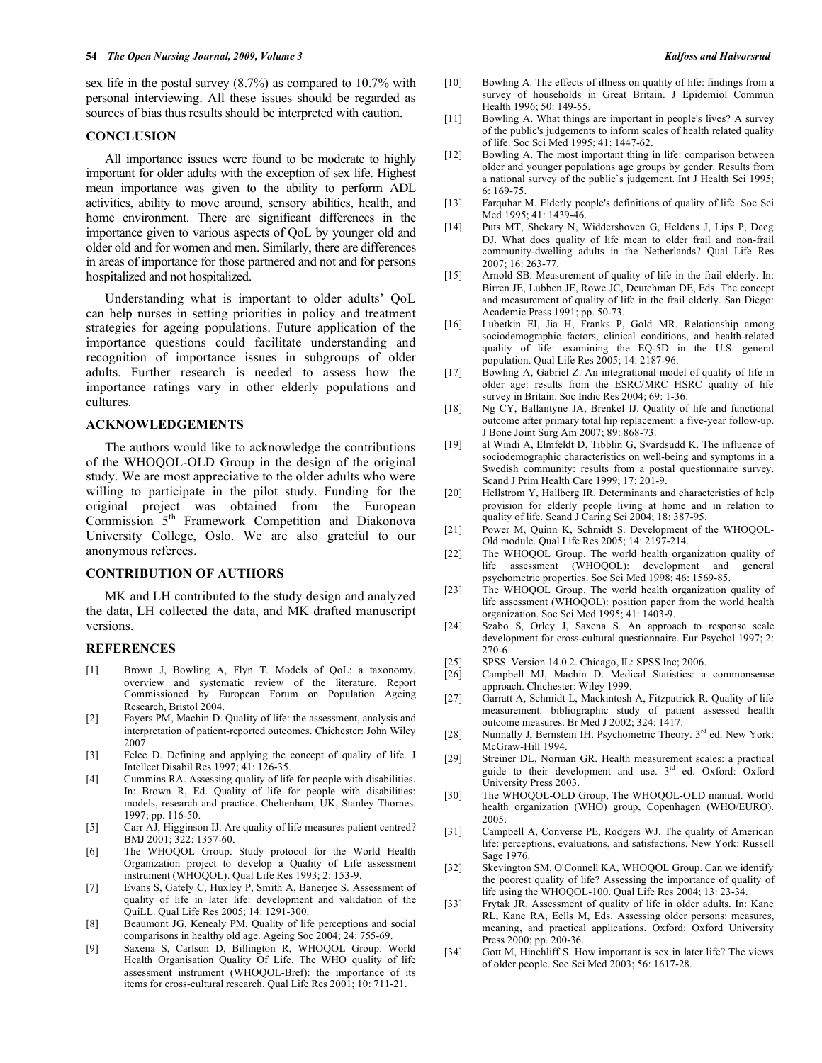sex life in the postal survey (8.7%) as compared to 10.7% with personal interviewing. All these issues should be regarded as sources of bias thus results should be interpreted with caution.

## CONCLUSION

All importance issues were found to be moderate to highly important for older adults with the exception of sex life. Highest mean importance was given to the ability to perform ADL activities, ability to move around, sensory abilities, health, and home environment. There are significant differences in the importance given to various aspects of QoL by younger old and older old and for women and men. Similarly, there are differences in areas of importance for those partnered and not and for persons hospitalized and not hospitalized.

Understanding what is important to older adults' QoL can help nurses in setting priorities in policy and treatment strategies for ageing populations. Future application of the importance questions could facilitate understanding and recognition of importance issues in subgroups of older adults. Further research is needed to assess how the importance ratings vary in other elderly populations and cultures.

## ACKNOWLEDGEMENTS

The authors would like to acknowledge the contributions of the WHOQOL-OLD Group in the design of the original study. We are most appreciative to the older adults who were willing to participate in the pilot study. Funding for the original project was obtained from the European Commission 5th Framework Competition and Diakonova University College, Oslo. We are also grateful to our anonymous referees.

## CONTRIBUTION OF AUTHORS

MK and LH contributed to the study design and analyzed the data, LH collected the data, and MK drafted manuscript versions.

## REFERENCES

[1] Brown J, Bowling A, Flyn T. Models of QoL: a taxonomy, overview and systematic review of the literature. Report Commissioned by European Forum on Population Ageing Research, Bristol 2004.

[2] Fayers PM, Machin D. Quality of life: the assessment, analysis and interpretation of patient-reported outcomes. Chichester: John Wiley 2007.

[3] Felce D. Defining and applying the concept of quality of life. J Intellect Disabil Res 1997; 41: 126-35.

[4] Cummins RA. Assessing quality of life for people with disabilities. In: Brown R, Ed. Quality of life for people with disabilities: models, research and practice. Cheltenham, UK, Stanley Thornes. 1997; pp. 116-50.

[5] Carr AJ, Higginson IJ. Are quality of life measures patient centred? BMJ 2001; 322: 1357-60.

[6] The WHOQOL Group. Study protocol for the World Health Organization project to develop a Quality of Life assessment instrument (WHOQOL). Qual Life Res 1993; 2: 153-9.

[7] Evans S, Gately C, Huxley P, Smith A, Banerjee S. Assessment of quality of life in later life: development and validation of the QuiLL. Qual Life Res 2005; 14: 1291-300.

[8] Beaumont JG, Kenealy PM. Quality of life perceptions and social comparisons in healthy old age. Ageing Soc 2004; 24: 755-69.

[9] Saxena S, Carlson D, Billington R, WHOQOL Group. World Health Organisation Quality Of Life. The WHO quality of life assessment instrument (WHOQOL-Bref): the importance of its items for cross-cultural research. Qual Life Res 2001; 10: 711-21.

[10] Bowling A. The effects of illness on quality of life: findings from a survey of households in Great Britain. J Epidemiol Commun Health 1996; 50: 149-55.

[11] Bowling A. What things are important in people's lives? A survey of the public's judgements to inform scales of health related quality of life. Soc Sci Med 1995; 41: 1447-62.

[12] Bowling A. The most important thing in life: comparison between older and younger populations age groups by gender. Results from a national survey of the public`s judgement. Int J Health Sci 1995; 6: 169-75.

[13] Farquhar M. Elderly people's definitions of quality of life. Soc Sci Med 1995; 41: 1439-46.

[14] Puts MT, Shekary N, Widdershoven G, Heldens J, Lips P, Deeg DJ. What does quality of life mean to older frail and non-frail community-dwelling adults in the Netherlands? Qual Life Res 2007; 16: 263-77.

[15] Arnold SB. Measurement of quality of life in the frail elderly. In: Birren JE, Lubben JE, Rowe JC, Deutchman DE, Eds. The concept and measurement of quality of life in the frail elderly. San Diego: Academic Press 1991; pp. 50-73.

[16] Lubetkin EI, Jia H, Franks P, Gold MR. Relationship among sociodemographic factors, clinical conditions, and health-related quality of life: examining the EQ-5D in the U.S. general population. Qual Life Res 2005; 14: 2187-96.

[17] Bowling A, Gabriel Z. An integrational model of quality of life in older age: results from the ESRC/MRC HSRC quality of life survey in Britain. Soc Indic Res 2004; 69: 1-36.

[18] Ng CY, Ballantyne JA, Brenkel IJ. Quality of life and functional outcome after primary total hip replacement: a five-year follow-up. J Bone Joint Surg Am 2007; 89: 868-73.

[19] al Windi A, Elmfeldt D, Tibblin G, Svardsudd K. The influence of sociodemographic characteristics on well-being and symptoms in a Swedish community: results from a postal questionnaire survey. Scand J Prim Health Care 1999; 17: 201-9.

[20] Hellstrom Y, Hallberg IR. Determinants and characteristics of help provision for elderly people living at home and in relation to quality of life. Scand J Caring Sci 2004; 18: 387-95.

[21] Power M, Quinn K, Schmidt S. Development of the WHOQOL-Old module. Qual Life Res 2005; 14: 2197-214.

[22] The WHOQOL Group. The world health organization quality of life assessment (WHOQOL): development and general psychometric properties. Soc Sci Med 1998; 46: 1569-85.

[23] The WHOQOL Group. The world health organization quality of life assessment (WHOQOL): position paper from the world health organization. Soc Sci Med 1995; 41: 1403-9.

[24] Szabo S, Orley J, Saxena S. An approach to response scale development for cross-cultural questionnaire. Eur Psychol 1997; 2: 270-6.

[25] SPSS. Version 14.0.2. Chicago, IL: SPSS Inc; 2006.

[26] Campbell MJ, Machin D. Medical Statistics: a commonsense approach. Chichester: Wiley 1999.

[27] Garratt A, Schmidt L, Mackintosh A, Fitzpatrick R. Quality of life measurement: bibliographic study of patient assessed health outcome measures. Br Med J 2002; 324: 1417.

[28] Nunnally J, Bernstein IH. Psychometric Theory. 3rd ed. New York: McGraw-Hill 1994.

[29] Streiner DL, Norman GR. Health measurement scales: a practical guide to their development and use. 3rd ed. Oxford: Oxford University Press 2003.

[30] The WHOQOL-OLD Group, The WHOQOL-OLD manual. World health organization (WHO) group, Copenhagen (WHO/EURO). 2005.

[31] Campbell A, Converse PE, Rodgers WJ. The quality of American life: perceptions, evaluations, and satisfactions. New York: Russell Sage 1976.

[32] Skevington SM, O'Connell KA, WHOQOL Group. Can we identify the poorest quality of life? Assessing the importance of quality of life using the WHOQOL-100. Qual Life Res 2004; 13: 23-34.

[33] Frytak JR. Assessment of quality of life in older adults. In: Kane RL, Kane RA, Eells M, Eds. Assessing older persons: measures, meaning, and practical applications. Oxford: Oxford University Press 2000; pp. 200-36.

[34] Gott M, Hinchliff S. How important is sex in later life? The views of older people. Soc Sci Med 2003; 56: 1617-28.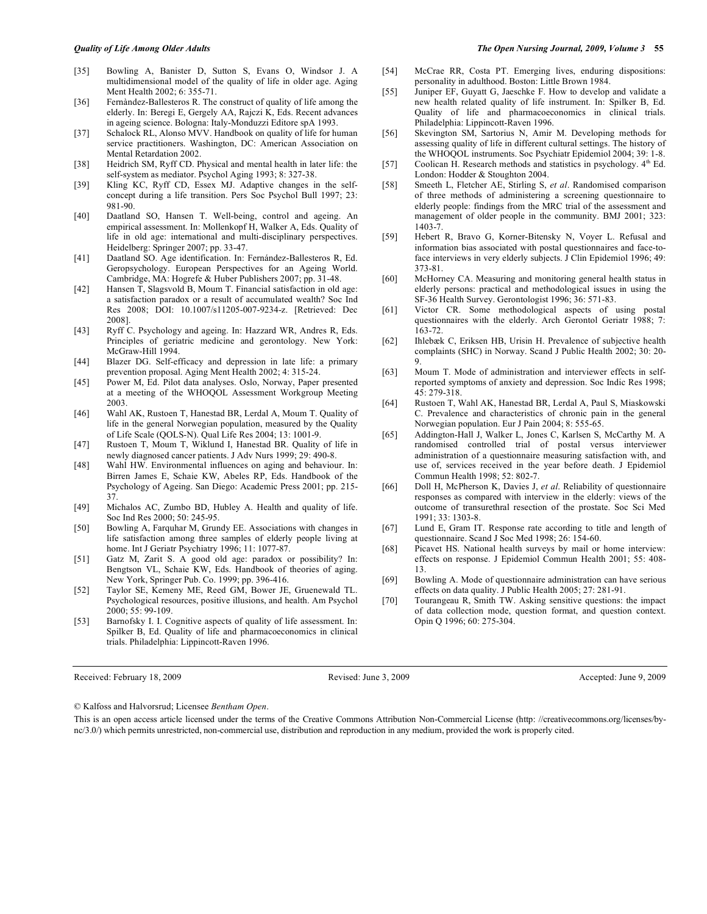[35] Bowling A, Banister D, Sutton S, Evans O, Windsor J. A multidimensional model of the quality of life in older age. Aging Ment Health 2002; 6: 355-71.

[36] Fernàndez-Ballesteros R. The construct of quality of life among the elderly. In: Beregi E, Gergely AA, Rajczi K, Eds. Recent advances in ageing science. Bologna: Italy-Monduzzi Editore spA 1993.

[37] Schalock RL, Alonso MVV. Handbook on quality of life for human service practitioners. Washington, DC: American Association on Mental Retardation 2002.

[38] Heidrich SM, Ryff CD. Physical and mental health in later life: the self-system as mediator. Psychol Aging 1993; 8: 327-38.

[39] Kling KC, Ryff CD, Essex MJ. Adaptive changes in the self-concept during a life transition. Pers Soc Psychol Bull 1997; 23: 981-90.

[40] Daatland SO, Hansen T. Well-being, control and ageing. An empirical assessment. In: Mollenkopf H, Walker A, Eds. Quality of life in old age: international and multi-disciplinary perspectives. Heidelberg: Springer 2007; pp. 33-47.

[41] Daatland SO. Age identification. In: Fernández-Ballesteros R, Ed. Geropsychology. European Perspectives for an Ageing World. Cambridge, MA: Hogrefe & Huber Publishers 2007; pp. 31-48.

[42] Hansen T, Slagsvold B, Moum T. Financial satisfaction in old age: a satisfaction paradox or a result of accumulated wealth? Soc Ind Res 2008; DOI: 10.1007/s11205-007-9234-z. [Retrieved: Dec 2008].

[43] Ryff C. Psychology and ageing. In: Hazzard WR, Andres R, Eds. Principles of geriatric medicine and gerontology. New York: McGraw-Hill 1994.

[44] Blazer DG. Self-efficacy and depression in late life: a primary prevention proposal. Aging Ment Health 2002; 4: 315-24.

[45] Power M, Ed. Pilot data analyses. Oslo, Norway, Paper presented at a meeting of the WHOQOL Assessment Workgroup Meeting 2003.

[46] Wahl AK, Rustoen T, Hanestad BR, Lerdal A, Moum T. Quality of life in the general Norwegian population, measured by the Quality of Life Scale (QOLS-N). Qual Life Res 2004; 13: 1001-9.

[47] Rustoen T, Moum T, Wiklund I, Hanestad BR. Quality of life in newly diagnosed cancer patients. J Adv Nurs 1999; 29: 490-8.

[48] Wahl HW. Environmental influences on aging and behaviour. In: Birren James E, Schaie KW, Abeles RP, Eds. Handbook of the Psychology of Ageing. San Diego: Academic Press 2001; pp. 215-37.

[49] Michalos AC, Zumbo BD, Hubley A. Health and quality of life. Soc Ind Res 2000; 50: 245-95.

[50] Bowling A, Farquhar M, Grundy EE. Associations with changes in life satisfaction among three samples of elderly people living at home. Int J Geriatr Psychiatry 1996; 11: 1077-87.

[51] Gatz M, Zarit S. A good old age: paradox or possibility? In: Bengtson VL, Schaie KW, Eds. Handbook of theories of aging. New York, Springer Pub. Co. 1999; pp. 396-416.

[52] Taylor SE, Kemeny ME, Reed GM, Bower JE, Gruenewald TL. Psychological resources, positive illusions, and health. Am Psychol 2000; 55: 99-109.

[53] Barnofsky I. I. Cognitive aspects of quality of life assessment. In: Spilker B, Ed. Quality of life and pharmacoeconomics in clinical trials. Philadelphia: Lippincott-Raven 1996.

[54] McCrae RR, Costa PT. Emerging lives, enduring dispositions: personality in adulthood. Boston: Little Brown 1984.

[55] Juniper EF, Guyatt G, Jaeschke F. How to develop and validate a new health related quality of life instrument. In: Spilker B, Ed. Quality of life and pharmacoeconomics in clinical trials. Philadelphia: Lippincott-Raven 1996.

[56] Skevington SM, Sartorius N, Amir M. Developing methods for assessing quality of life in different cultural settings. The history of the WHOQOL instruments. Soc Psychiatr Epidemiol 2004; 39: 1-8.

[57] Coolican H. Research methods and statistics in psychology. 4th Ed. London: Hodder & Stoughton 2004.

[58] Smeeth L, Fletcher AE, Stirling S, *et al*. Randomised comparison of three methods of administering a screening questionnaire to elderly people: findings from the MRC trial of the assessment and management of older people in the community. BMJ 2001; 323: 1403-7.

[59] Hebert R, Bravo G, Korner-Bitensky N, Voyer L. Refusal and information bias associated with postal questionnaires and face-to-face interviews in very elderly subjects. J Clin Epidemiol 1996; 49: 373-81.

[60] McHorney CA. Measuring and monitoring general health status in elderly persons: practical and methodological issues in using the SF-36 Health Survey. Gerontologist 1996; 36: 571-83.

[61] Victor CR. Some methodological aspects of using postal questionnaires with the elderly. Arch Gerontol Geriatr 1988; 7: 163-72.

[62] Ihlebæk C, Eriksen HB, Urisin H. Prevalence of subjective health complaints (SHC) in Norway. Scand J Public Health 2002; 30: 20-9.

[63] Moum T. Mode of administration and interviewer effects in self-reported symptoms of anxiety and depression. Soc Indic Res 1998; 45: 279-318.

[64] Rustoen T, Wahl AK, Hanestad BR, Lerdal A, Paul S, Miaskowski C. Prevalence and characteristics of chronic pain in the general Norwegian population. Eur J Pain 2004; 8: 555-65.

[65] Addington-Hall J, Walker L, Jones C, Karlsen S, McCarthy M. A randomised controlled trial of postal versus interviewer administration of a questionnaire measuring satisfaction with, and use of, services received in the year before death. J Epidemiol Commun Health 1998; 52: 802-7.

[66] Doll H, McPherson K, Davies J, *et al*. Reliability of questionnaire responses as compared with interview in the elderly: views of the outcome of transurethral resection of the prostate. Soc Sci Med 1991; 33: 1303-8.

[67] Lund E, Gram IT. Response rate according to title and length of questionnaire. Scand J Soc Med 1998; 26: 154-60.

[68] Picavet HS. National health surveys by mail or home interview: effects on response. J Epidemiol Commun Health 2001; 55: 408-13.

[69] Bowling A. Mode of questionnaire administration can have serious effects on data quality. J Public Health 2005; 27: 281-91.

[70] Tourangeau R, Smith TW. Asking sensitive questions: the impact of data collection mode, question format, and question context. Opin Q 1996; 60: 275-304.

Received: February 18, 2009 Revised: June 3, 2009 Accepted: June 9, 2009

© Kalfoss and Halvorsrud; Licensee *Bentham Open*.

This is an open access article licensed under the terms of the Creative Commons Attribution Non-Commercial License (http: //creativecommons.org/licenses/by-nc/3.0/) which permits unrestricted, non-commercial use, distribution and reproduction in any medium, provided the work is properly cited.